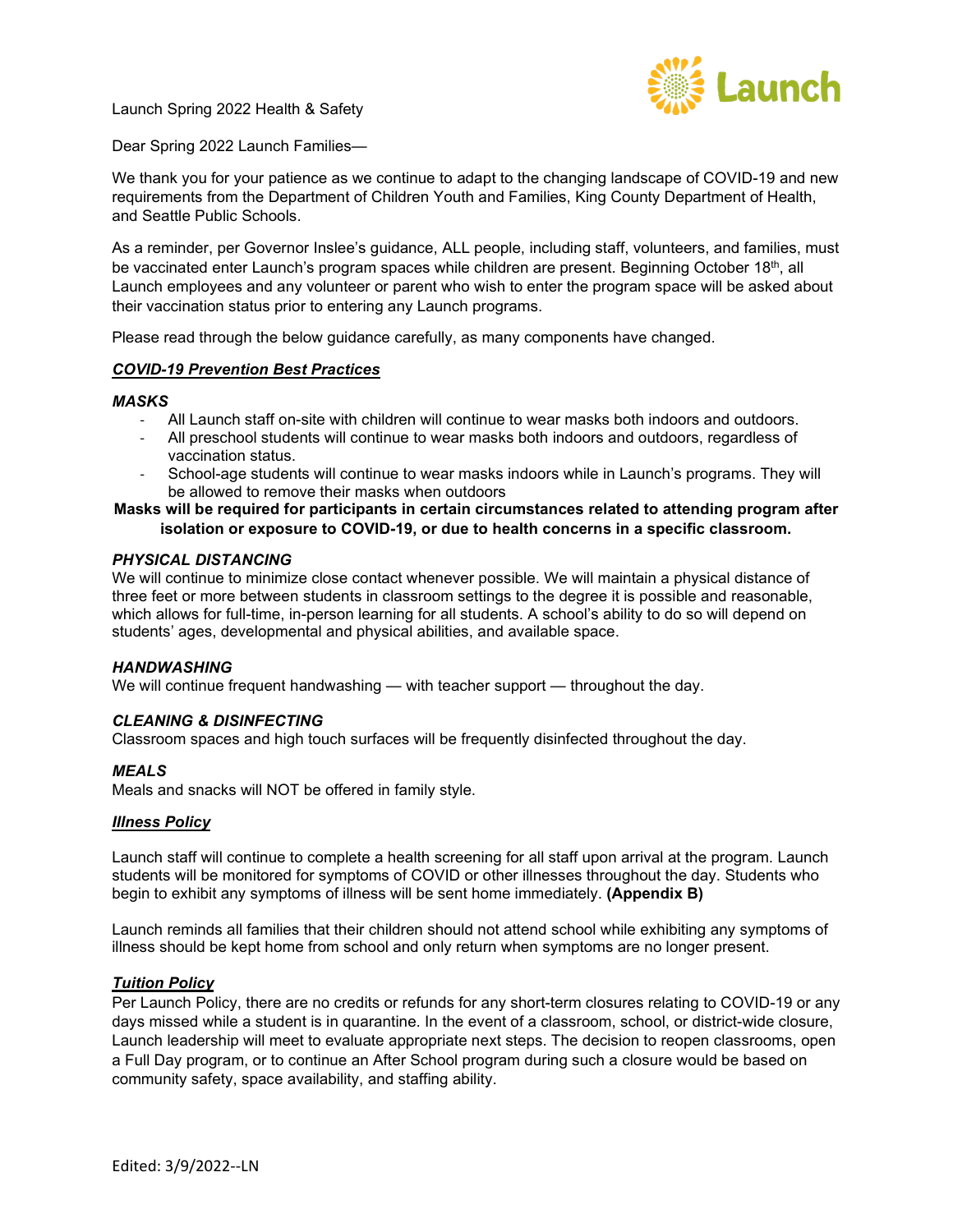Launch Spring 2022 Health & Safety

Dear Spring 2022 Launch Families—

We thank you for your patience as we continue to adapt to the changing landscape of COVID-19 and new requirements from the Department of Children Youth and Families, King County Department of Health, and Seattle Public Schools.

As a reminder, per Governor Inslee's guidance, ALL people, including staff, volunteers, and families, must be vaccinated enter Launch's program spaces while children are present. Beginning October 18th, all Launch employees and any volunteer or parent who wish to enter the program space will be asked about their vaccination status prior to entering any Launch programs.

Please read through the below guidance carefully, as many components have changed.

## ***COVID-19 Prevention Best Practices***

### *MASKS*

- All Launch staff on-site with children will continue to wear masks both indoors and outdoors.
- All preschool students will continue to wear masks both indoors and outdoors, regardless of vaccination status.
- School-age students will continue to wear masks indoors while in Launch's programs. They will be allowed to remove their masks when outdoors

**Masks will be required for participants in certain circumstances related to attending program after isolation or exposure to COVID-19, or due to health concerns in a specific classroom.**

### *PHYSICAL DISTANCING*

We will continue to minimize close contact whenever possible. We will maintain a physical distance of three feet or more between students in classroom settings to the degree it is possible and reasonable, which allows for full-time, in-person learning for all students. A school's ability to do so will depend on students' ages, developmental and physical abilities, and available space.

### *HANDWASHING*

We will continue frequent handwashing — with teacher support — throughout the day.

### *CLEANING & DISINFECTING*

Classroom spaces and high touch surfaces will be frequently disinfected throughout the day.

### *MEALS*

Meals and snacks will NOT be offered in family style.

## ***Illness Policy***

Launch staff will continue to complete a health screening for all staff upon arrival at the program. Launch students will be monitored for symptoms of COVID or other illnesses throughout the day. Students who begin to exhibit any symptoms of illness will be sent home immediately. **(Appendix B)**

Launch reminds all families that their children should not attend school while exhibiting any symptoms of illness should be kept home from school and only return when symptoms are no longer present.

## ***Tuition Policy***

Per Launch Policy, there are no credits or refunds for any short-term closures relating to COVID-19 or any days missed while a student is in quarantine. In the event of a classroom, school, or district-wide closure, Launch leadership will meet to evaluate appropriate next steps. The decision to reopen classrooms, open a Full Day program, or to continue an After School program during such a closure would be based on community safety, space availability, and staffing ability.

Edited: 3/9/2022--LN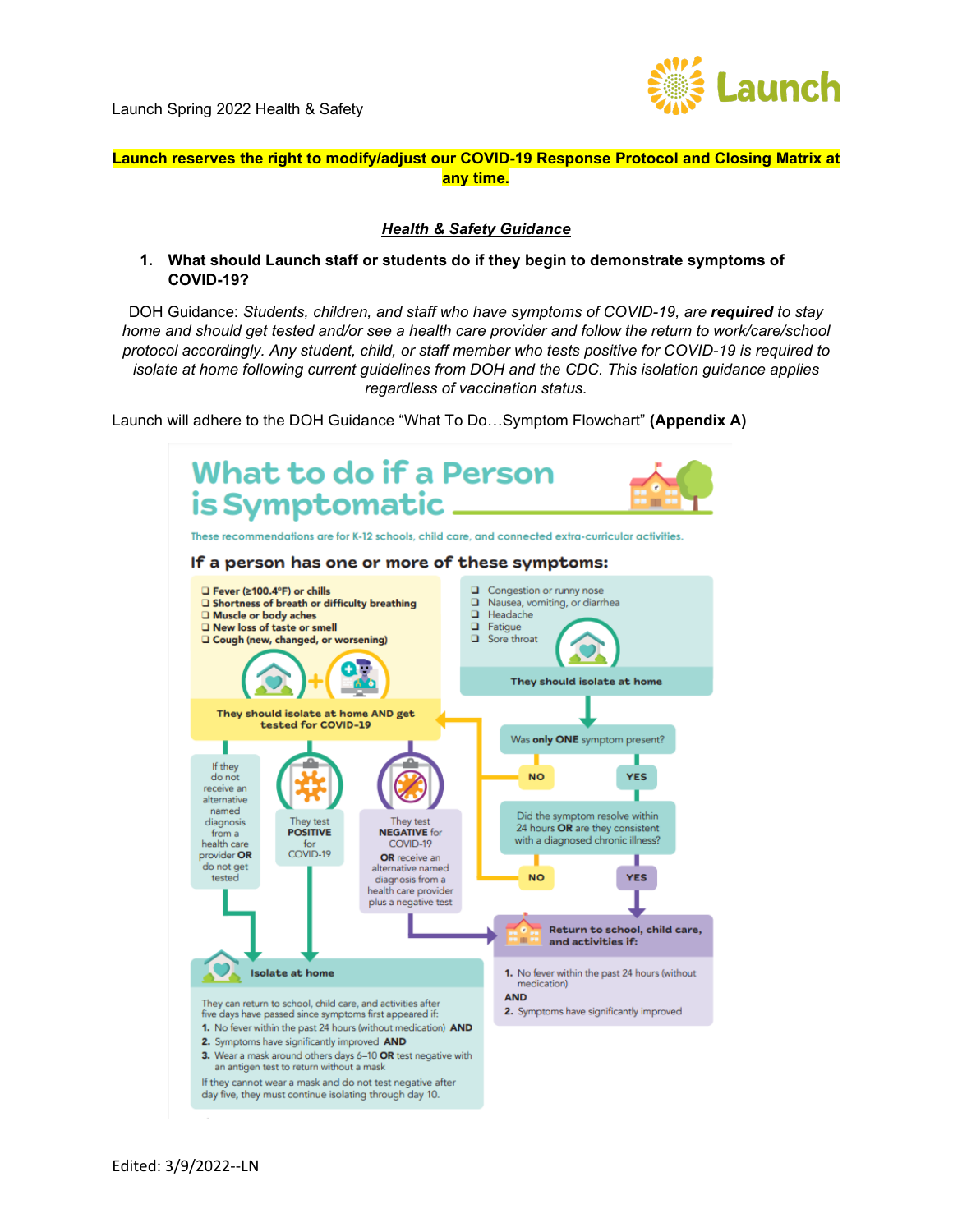Launch Spring 2022 Health & Safety

**Launch reserves the right to modify/adjust our COVID-19 Response Protocol and Closing Matrix at any time.**

## ***Health & Safety Guidance***

1. **What should Launch staff or students do if they begin to demonstrate symptoms of COVID-19?**

DOH Guidance: *Students, children, and staff who have symptoms of COVID-19, are* ***required*** *to stay home and should get tested and/or see a health care provider and follow the return to work/care/school protocol accordingly. Any student, child, or staff member who tests positive for COVID-19 is required to isolate at home following current guidelines from DOH and the CDC. This isolation guidance applies regardless of vaccination status.*

Launch will adhere to the DOH Guidance "What To Do…Symptom Flowchart" **(Appendix A)**

# What to do if a Person is Symptomatic

These recommendations are for K-12 schools, child care, and connected extra-curricular activities.

### If a person has one or more of these symptoms:

- ❑ **Fever (≥100.4°F) or chills**
- ❑ **Shortness of breath or difficulty breathing**
- ❑ **Muscle or body aches**
- ❑ **New loss of taste or smell**
- ❑ **Cough (new, changed, or worsening)**

**They should isolate at home AND get tested for COVID-19**

- ❑ Congestion or runny nose
- ❑ Nausea, vomiting, or diarrhea
- ❑ Headache
- ❑ Fatigue
- ❑ Sore throat

**They should isolate at home**

Was **only ONE** symptom present?

- **NO** → They should isolate at home AND get tested for COVID-19
- **YES** → Did the symptom resolve within 24 hours **OR** are they consistent with a diagnosed chronic illness?
  - **NO** → They should isolate at home AND get tested for COVID-19
  - **YES** → Return to school, child care, and activities

If they do not receive an alternative named diagnosis from a health care provider **OR** do not get tested → Isolate at home

They test **POSITIVE** for COVID-19 → Isolate at home

They test **NEGATIVE** for COVID-19 **OR** receive an alternative named diagnosis from a health care provider plus a negative test → Return to school, child care, and activities

**Isolate at home**

They can return to school, child care, and activities after five days have passed since symptoms first appeared if:

1. No fever within the past 24 hours (without medication) **AND**
2. Symptoms have significantly improved **AND**
3. Wear a mask around others days 6–10 **OR** test negative with an antigen test to return without a mask

If they cannot wear a mask and do not test negative after day five, they must continue isolating through day 10.

**Return to school, child care, and activities if:**

1. No fever within the past 24 hours (without medication)

**AND**

2. Symptoms have significantly improved

Edited: 3/9/2022--LN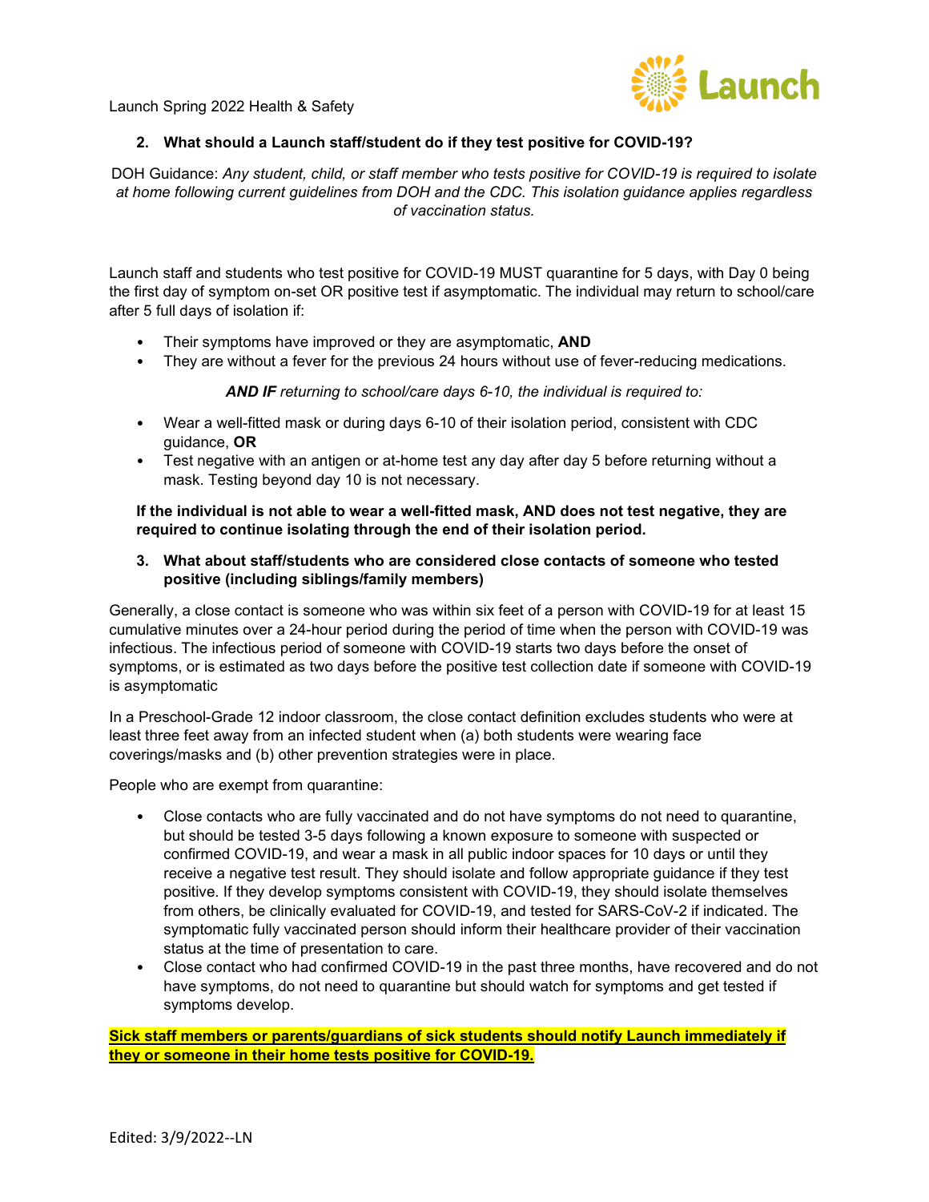**2. What should a Launch staff/student do if they test positive for COVID-19?**

DOH Guidance: *Any student, child, or staff member who tests positive for COVID-19 is required to isolate at home following current guidelines from DOH and the CDC. This isolation guidance applies regardless of vaccination status.*

Launch staff and students who test positive for COVID-19 MUST quarantine for 5 days, with Day 0 being the first day of symptom on-set OR positive test if asymptomatic. The individual may return to school/care after 5 full days of isolation if:

- Their symptoms have improved or they are asymptomatic, **AND**
- They are without a fever for the previous 24 hours without use of fever-reducing medications.

***AND IF** returning to school/care days 6-10, the individual is required to:*

- Wear a well-fitted mask or during days 6-10 of their isolation period, consistent with CDC guidance, **OR**
- Test negative with an antigen or at-home test any day after day 5 before returning without a mask. Testing beyond day 10 is not necessary.

**If the individual is not able to wear a well-fitted mask, AND does not test negative, they are required to continue isolating through the end of their isolation period.**

**3. What about staff/students who are considered close contacts of someone who tested positive (including siblings/family members)**

Generally, a close contact is someone who was within six feet of a person with COVID-19 for at least 15 cumulative minutes over a 24-hour period during the period of time when the person with COVID-19 was infectious. The infectious period of someone with COVID-19 starts two days before the onset of symptoms, or is estimated as two days before the positive test collection date if someone with COVID-19 is asymptomatic

In a Preschool-Grade 12 indoor classroom, the close contact definition excludes students who were at least three feet away from an infected student when (a) both students were wearing face coverings/masks and (b) other prevention strategies were in place.

People who are exempt from quarantine:

- Close contacts who are fully vaccinated and do not have symptoms do not need to quarantine, but should be tested 3-5 days following a known exposure to someone with suspected or confirmed COVID-19, and wear a mask in all public indoor spaces for 10 days or until they receive a negative test result. They should isolate and follow appropriate guidance if they test positive. If they develop symptoms consistent with COVID-19, they should isolate themselves from others, be clinically evaluated for COVID-19, and tested for SARS-CoV-2 if indicated. The symptomatic fully vaccinated person should inform their healthcare provider of their vaccination status at the time of presentation to care.
- Close contact who had confirmed COVID-19 in the past three months, have recovered and do not have symptoms, do not need to quarantine but should watch for symptoms and get tested if symptoms develop.

**Sick staff members or parents/guardians of sick students should notify Launch immediately if they or someone in their home tests positive for COVID-19.**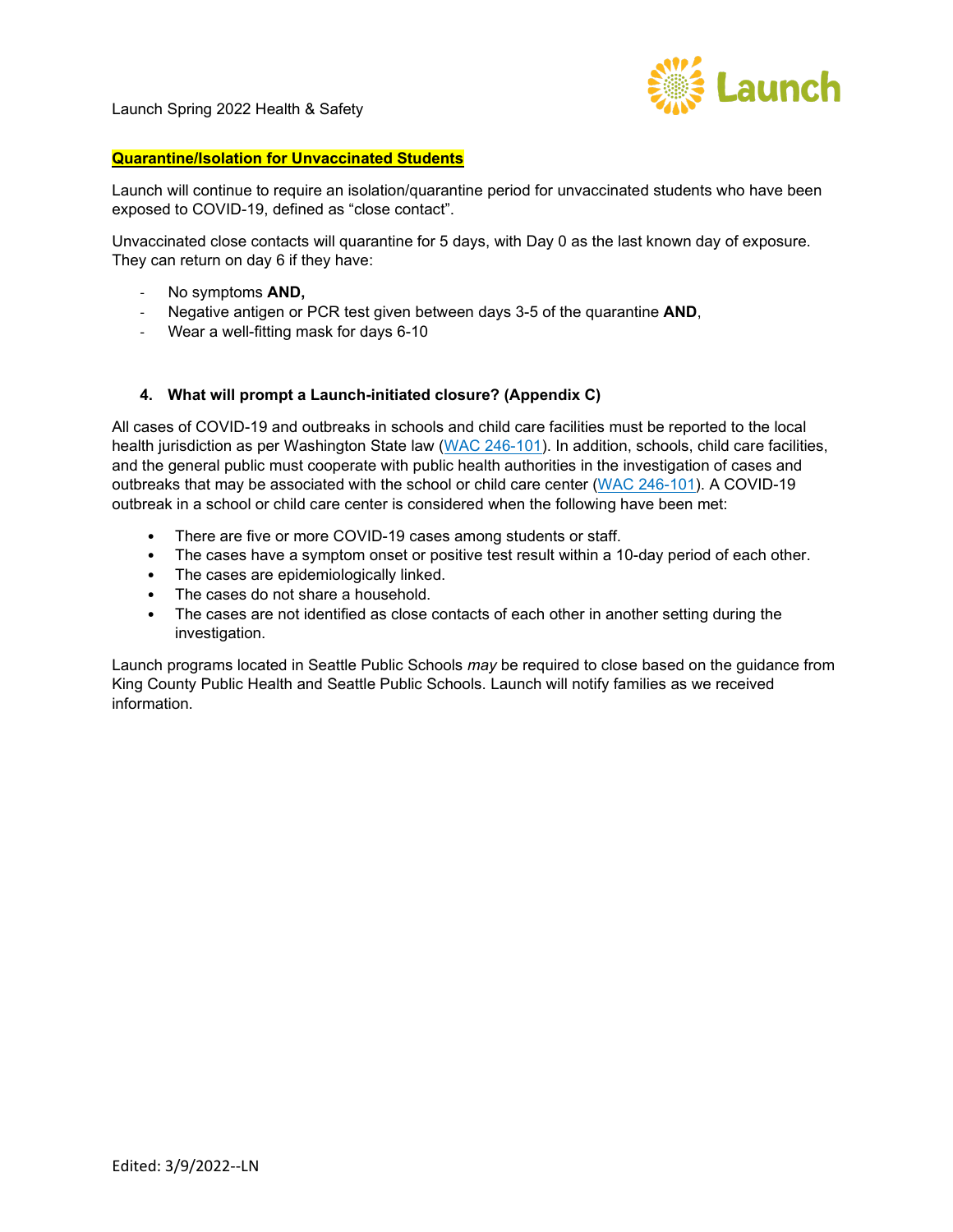**Quarantine/Isolation for Unvaccinated Students**

Launch will continue to require an isolation/quarantine period for unvaccinated students who have been exposed to COVID-19, defined as "close contact".

Unvaccinated close contacts will quarantine for 5 days, with Day 0 as the last known day of exposure. They can return on day 6 if they have:

- No symptoms **AND,**
- Negative antigen or PCR test given between days 3-5 of the quarantine **AND**,
- Wear a well-fitting mask for days 6-10

### 4. What will prompt a Launch-initiated closure? (Appendix C)

All cases of COVID-19 and outbreaks in schools and child care facilities must be reported to the local health jurisdiction as per Washington State law (WAC 246-101). In addition, schools, child care facilities, and the general public must cooperate with public health authorities in the investigation of cases and outbreaks that may be associated with the school or child care center (WAC 246-101). A COVID-19 outbreak in a school or child care center is considered when the following have been met:

- There are five or more COVID-19 cases among students or staff.
- The cases have a symptom onset or positive test result within a 10-day period of each other.
- The cases are epidemiologically linked.
- The cases do not share a household.
- The cases are not identified as close contacts of each other in another setting during the investigation.

Launch programs located in Seattle Public Schools *may* be required to close based on the guidance from King County Public Health and Seattle Public Schools. Launch will notify families as we received information.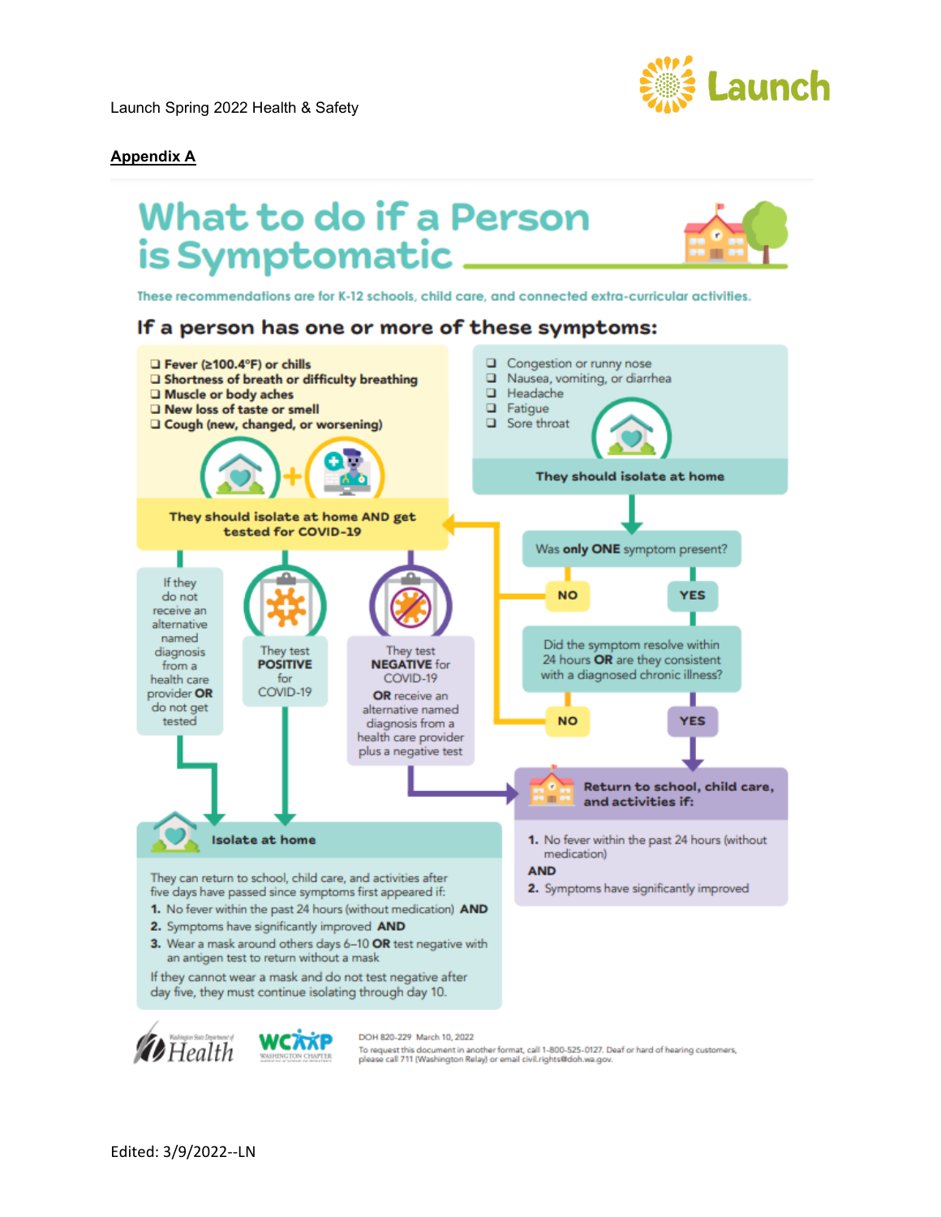Launch Spring 2022 Health & Safety

**Appendix A**

# What to do if a Person is Symptomatic

These recommendations are for K-12 schools, child care, and connected extra-curricular activities.

## If a person has one or more of these symptoms:

- **Fever (≥100.4°F) or chills**
- **Shortness of breath or difficulty breathing**
- **Muscle or body aches**
- **New loss of taste or smell**
- **Cough (new, changed, or worsening)**

**They should isolate at home AND get tested for COVID-19**

- If they do not receive an alternative named diagnosis from a health care provider **OR** do not get tested → Isolate at home
- They test **POSITIVE** for COVID-19 → Isolate at home
- They test **NEGATIVE** for COVID-19 **OR** receive an alternative named diagnosis from a health care provider plus a negative test → Return to school, child care, and activities

---

- Congestion or runny nose
- Nausea, vomiting, or diarrhea
- Headache
- Fatigue
- Sore throat

**They should isolate at home**

Was **only ONE** symptom present?

- **NO** → They should isolate at home AND get tested for COVID-19
- **YES** → Did the symptom resolve within 24 hours **OR** are they consistent with a diagnosed chronic illness?
  - **NO** → They should isolate at home AND get tested for COVID-19
  - **YES** → Return to school, child care, and activities

---

### Isolate at home

They can return to school, child care, and activities after five days have passed since symptoms first appeared if:

1. No fever within the past 24 hours (without medication) **AND**
2. Symptoms have significantly improved **AND**
3. Wear a mask around others days 6–10 **OR** test negative with an antigen test to return without a mask

If they cannot wear a mask and do not test negative after day five, they must continue isolating through day 10.

### Return to school, child care, and activities if:

1. No fever within the past 24 hours (without medication)

**AND**

2. Symptoms have significantly improved

Washington State Department of Health | WCAAP Washington Chapter

DOH 820-229 March 10, 2022

To request this document in another format, call 1-800-525-0127. Deaf or hard of hearing customers, please call 711 (Washington Relay) or email civil.rights@doh.wa.gov.

Edited: 3/9/2022--LN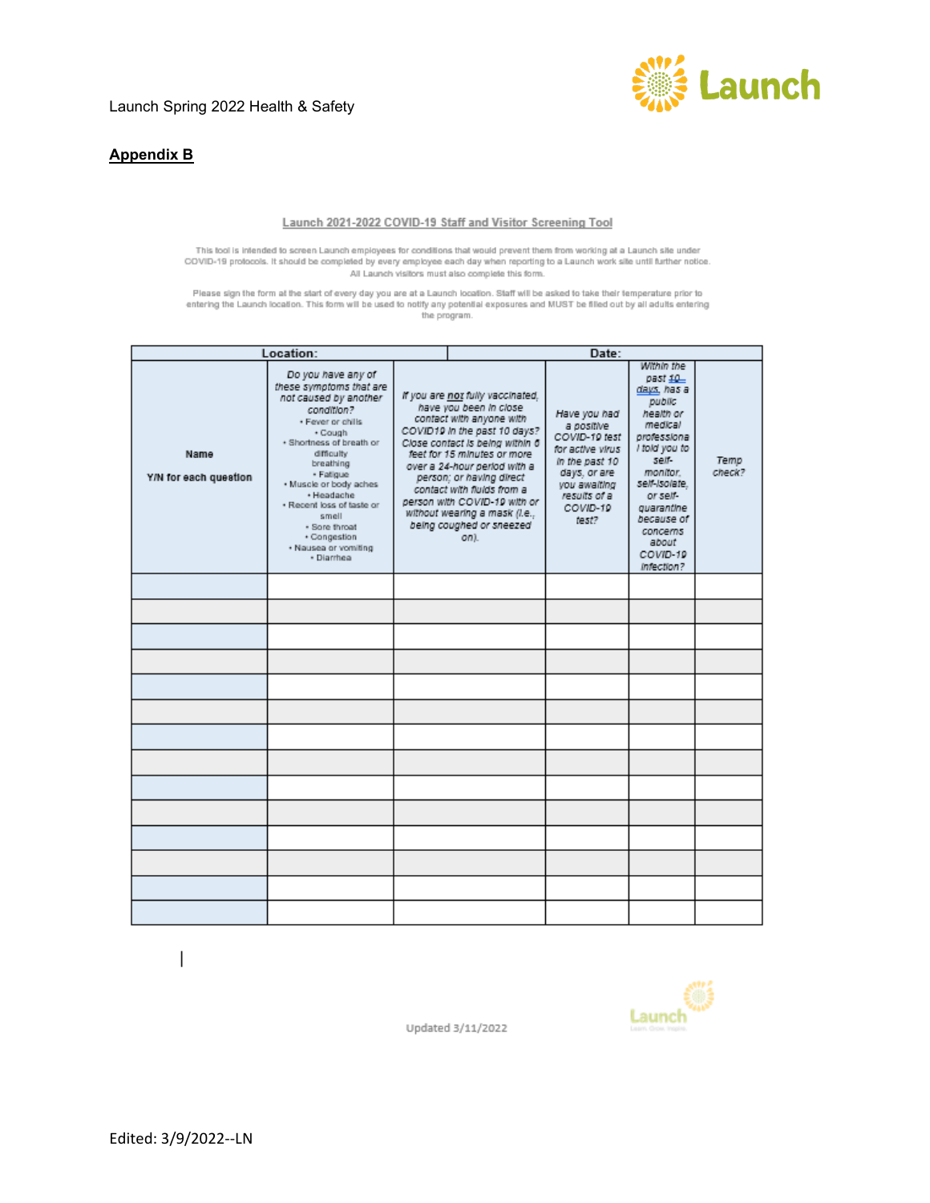## Appendix B

### Launch 2021-2022 COVID-19 Staff and Visitor Screening Tool

This tool is intended to screen Launch employees for conditions that would prevent them from working at a Launch site under COVID-19 protocols. It should be completed by every employee each day when reporting to a Launch work site until further notice. All Launch visitors must also complete this form.

Please sign the form at the start of every day you are at a Launch location. Staff will be asked to take their temperature prior to entering the Launch location. This form will be used to notify any potential exposures and MUST be filled out by all adults entering the program.

| Location: | | | Date: | | |
|---|---|---|---|---|---|
| Name<br><br>Y/N for each question | *Do you have any of these symptoms that are not caused by another condition?*<br>• Fever or chills<br>• Cough<br>• Shortness of breath or difficulty breathing<br>• Fatigue<br>• Muscle or body aches<br>• Headache<br>• Recent loss of taste or smell<br>• Sore throat<br>• Congestion<br>• Nausea or vomiting<br>• Diarrhea | *If you are not fully vaccinated, have you been in close contact with anyone with COVID19 in the past 10 days? Close contact is being within 6 feet for 15 minutes or more over a 24-hour period with a person; or having direct contact with fluids from a person with COVID-19 with or without wearing a mask (i.e., being coughed or sneezed on).* | *Have you had a positive COVID-19 test for active virus in the past 10 days, or are you awaiting results of a COVID-19 test?* | *Within the past 10 days, has a public health or medical professiona l told you to self-monitor, self-isolate, or self-quarantine because of concerns about COVID-19 infection?* | *Temp check?* |
| | | | | | |
| | | | | | |
| | | | | | |
| | | | | | |
| | | | | | |
| | | | | | |
| | | | | | |
| | | | | | |
| | | | | | |
| | | | | | |
| | | | | | |
| | | | | | |
| | | | | | |
| | | | | | |

Updated 3/11/2022

Edited: 3/9/2022--LN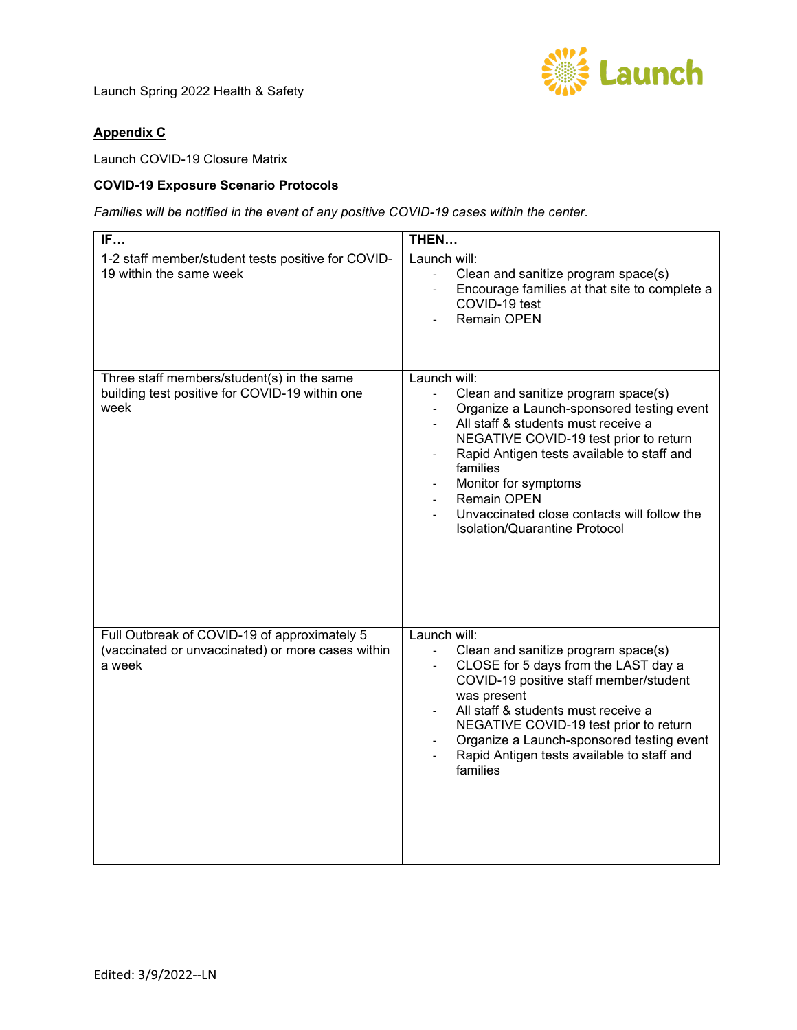## Appendix C

Launch COVID-19 Closure Matrix

**COVID-19 Exposure Scenario Protocols**

*Families will be notified in the event of any positive COVID-19 cases within the center.*

| IF… | THEN… |
|---|---|
| 1-2 staff member/student tests positive for COVID-19 within the same week | Launch will:<br>- Clean and sanitize program space(s)<br>- Encourage families at that site to complete a COVID-19 test<br>- Remain OPEN |
| Three staff members/student(s) in the same building test positive for COVID-19 within one week | Launch will:<br>- Clean and sanitize program space(s)<br>- Organize a Launch-sponsored testing event<br>- All staff & students must receive a NEGATIVE COVID-19 test prior to return<br>- Rapid Antigen tests available to staff and families<br>- Monitor for symptoms<br>- Remain OPEN<br>- Unvaccinated close contacts will follow the Isolation/Quarantine Protocol |
| Full Outbreak of COVID-19 of approximately 5 (vaccinated or unvaccinated) or more cases within a week | Launch will:<br>- Clean and sanitize program space(s)<br>- CLOSE for 5 days from the LAST day a COVID-19 positive staff member/student was present<br>- All staff & students must receive a NEGATIVE COVID-19 test prior to return<br>- Organize a Launch-sponsored testing event<br>- Rapid Antigen tests available to staff and families |

Edited: 3/9/2022--LN